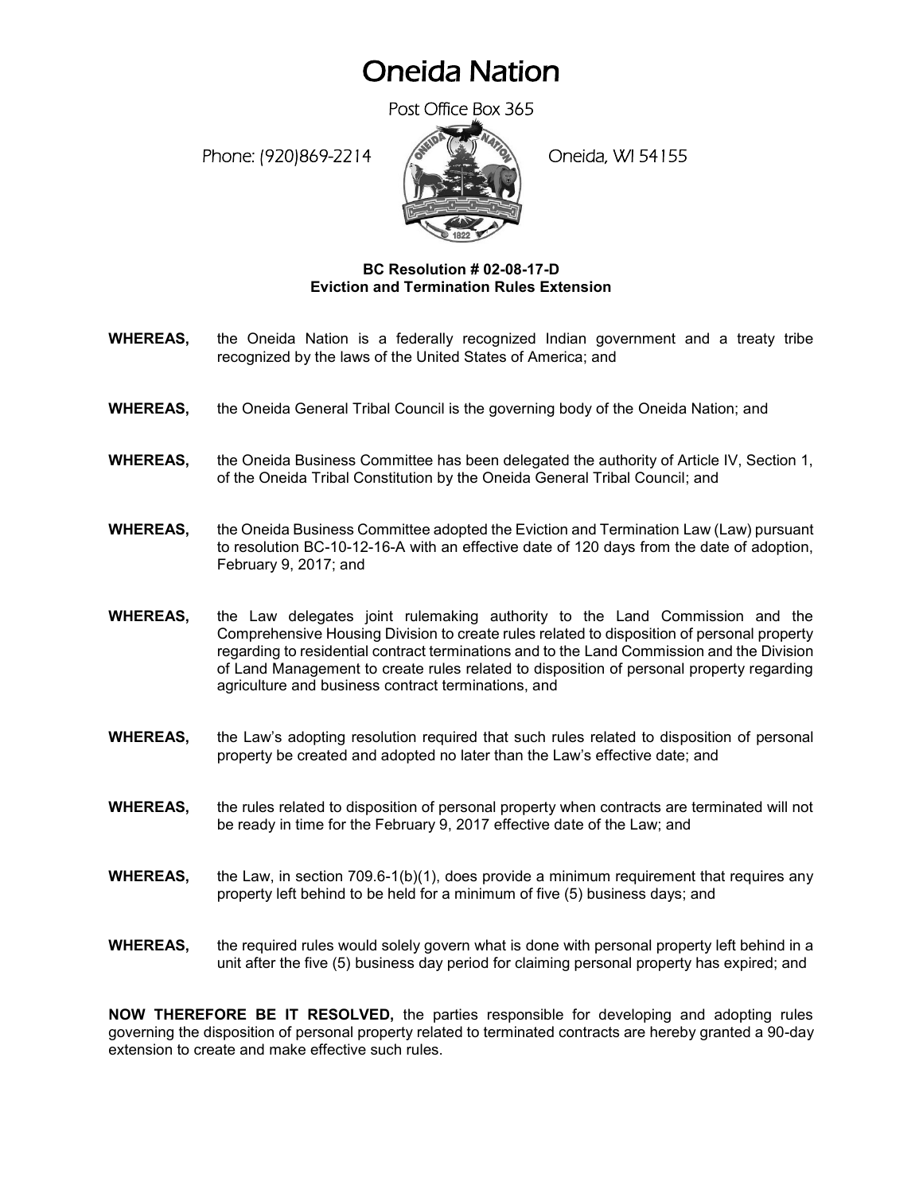# Oneida Nation

Post Office Box 365

Phone: (920)869-2214 Oneida, WI 54155

**BC Resolution # 02-08-17-D**
**Eviction and Termination Rules Extension**

**WHEREAS,** the Oneida Nation is a federally recognized Indian government and a treaty tribe recognized by the laws of the United States of America; and

**WHEREAS,** the Oneida General Tribal Council is the governing body of the Oneida Nation; and

**WHEREAS,** the Oneida Business Committee has been delegated the authority of Article IV, Section 1, of the Oneida Tribal Constitution by the Oneida General Tribal Council; and

**WHEREAS,** the Oneida Business Committee adopted the Eviction and Termination Law (Law) pursuant to resolution BC-10-12-16-A with an effective date of 120 days from the date of adoption, February 9, 2017; and

**WHEREAS,** the Law delegates joint rulemaking authority to the Land Commission and the Comprehensive Housing Division to create rules related to disposition of personal property regarding to residential contract terminations and to the Land Commission and the Division of Land Management to create rules related to disposition of personal property regarding agriculture and business contract terminations, and

**WHEREAS,** the Law's adopting resolution required that such rules related to disposition of personal property be created and adopted no later than the Law's effective date; and

**WHEREAS,** the rules related to disposition of personal property when contracts are terminated will not be ready in time for the February 9, 2017 effective date of the Law; and

**WHEREAS,** the Law, in section 709.6-1(b)(1), does provide a minimum requirement that requires any property left behind to be held for a minimum of five (5) business days; and

**WHEREAS,** the required rules would solely govern what is done with personal property left behind in a unit after the five (5) business day period for claiming personal property has expired; and

**NOW THEREFORE BE IT RESOLVED,** the parties responsible for developing and adopting rules governing the disposition of personal property related to terminated contracts are hereby granted a 90-day extension to create and make effective such rules.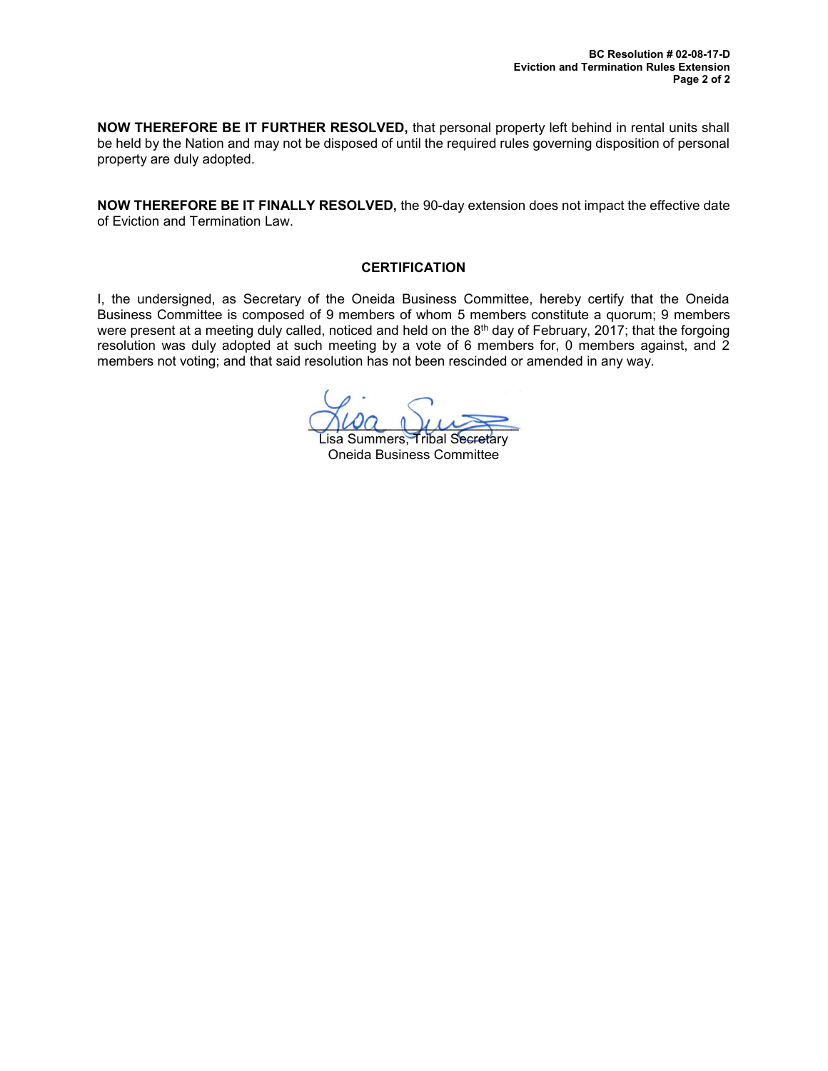**NOW THEREFORE BE IT FURTHER RESOLVED,** that personal property left behind in rental units shall be held by the Nation and may not be disposed of until the required rules governing disposition of personal property are duly adopted.

**NOW THEREFORE BE IT FINALLY RESOLVED,** the 90-day extension does not impact the effective date of Eviction and Termination Law.

## CERTIFICATION

I, the undersigned, as Secretary of the Oneida Business Committee, hereby certify that the Oneida Business Committee is composed of 9 members of whom 5 members constitute a quorum; 9 members were present at a meeting duly called, noticed and held on the 8th day of February, 2017; that the forgoing resolution was duly adopted at such meeting by a vote of 6 members for, 0 members against, and 2 members not voting; and that said resolution has not been rescinded or amended in any way.

Lisa Summers, Tribal Secretary
Oneida Business Committee